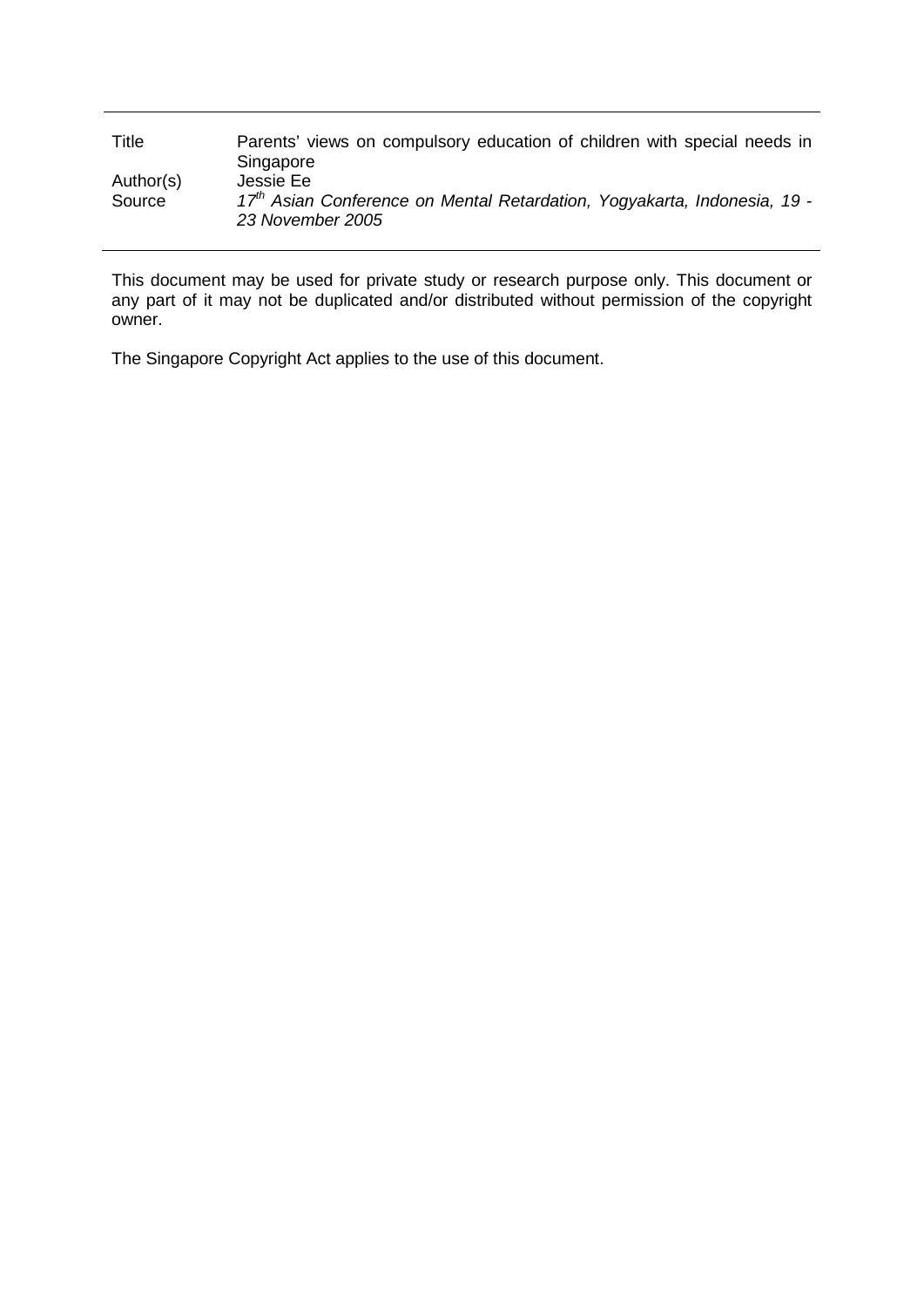| | |
|---|---|
| Title | Parents' views on compulsory education of children with special needs in Singapore |
| Author(s) | Jessie Ee |
| Source | *17th Asian Conference on Mental Retardation, Yogyakarta, Indonesia, 19 - 23 November 2005* |

This document may be used for private study or research purpose only. This document or any part of it may not be duplicated and/or distributed without permission of the copyright owner.

The Singapore Copyright Act applies to the use of this document.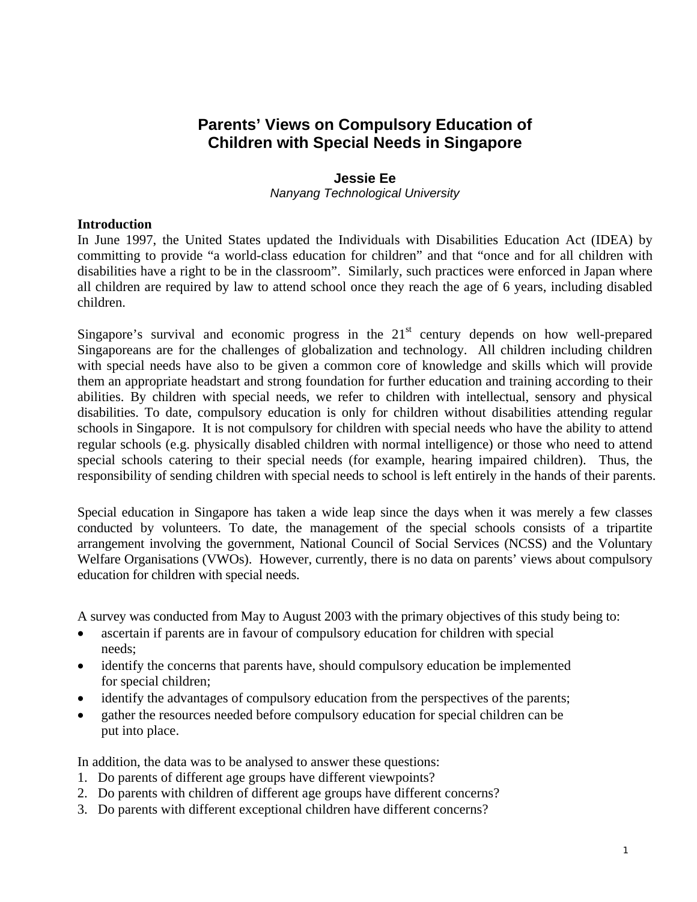# Parents' Views on Compulsory Education of Children with Special Needs in Singapore

**Jessie Ee**
*Nanyang Technological University*

**Introduction**

In June 1997, the United States updated the Individuals with Disabilities Education Act (IDEA) by committing to provide "a world-class education for children" and that "once and for all children with disabilities have a right to be in the classroom". Similarly, such practices were enforced in Japan where all children are required by law to attend school once they reach the age of 6 years, including disabled children.

Singapore's survival and economic progress in the 21st century depends on how well-prepared Singaporeans are for the challenges of globalization and technology. All children including children with special needs have also to be given a common core of knowledge and skills which will provide them an appropriate headstart and strong foundation for further education and training according to their abilities. By children with special needs, we refer to children with intellectual, sensory and physical disabilities. To date, compulsory education is only for children without disabilities attending regular schools in Singapore. It is not compulsory for children with special needs who have the ability to attend regular schools (e.g. physically disabled children with normal intelligence) or those who need to attend special schools catering to their special needs (for example, hearing impaired children). Thus, the responsibility of sending children with special needs to school is left entirely in the hands of their parents.

Special education in Singapore has taken a wide leap since the days when it was merely a few classes conducted by volunteers. To date, the management of the special schools consists of a tripartite arrangement involving the government, National Council of Social Services (NCSS) and the Voluntary Welfare Organisations (VWOs). However, currently, there is no data on parents' views about compulsory education for children with special needs.

A survey was conducted from May to August 2003 with the primary objectives of this study being to:

- ascertain if parents are in favour of compulsory education for children with special needs;
- identify the concerns that parents have, should compulsory education be implemented for special children;
- identify the advantages of compulsory education from the perspectives of the parents;
- gather the resources needed before compulsory education for special children can be put into place.

In addition, the data was to be analysed to answer these questions:

1. Do parents of different age groups have different viewpoints?
2. Do parents with children of different age groups have different concerns?
3. Do parents with different exceptional children have different concerns?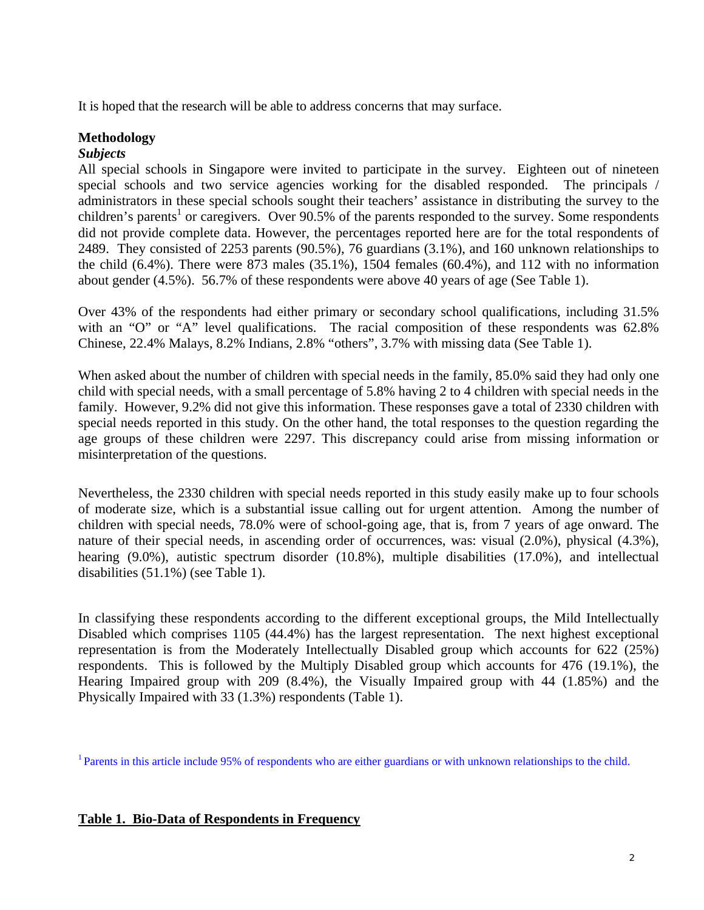It is hoped that the research will be able to address concerns that may surface.

## Methodology

### *Subjects*

All special schools in Singapore were invited to participate in the survey. Eighteen out of nineteen special schools and two service agencies working for the disabled responded. The principals / administrators in these special schools sought their teachers' assistance in distributing the survey to the children's parents[1] or caregivers. Over 90.5% of the parents responded to the survey. Some respondents did not provide complete data. However, the percentages reported here are for the total respondents of 2489. They consisted of 2253 parents (90.5%), 76 guardians (3.1%), and 160 unknown relationships to the child (6.4%). There were 873 males (35.1%), 1504 females (60.4%), and 112 with no information about gender (4.5%). 56.7% of these respondents were above 40 years of age (See Table 1).

Over 43% of the respondents had either primary or secondary school qualifications, including 31.5% with an "O" or "A" level qualifications. The racial composition of these respondents was 62.8% Chinese, 22.4% Malays, 8.2% Indians, 2.8% "others", 3.7% with missing data (See Table 1).

When asked about the number of children with special needs in the family, 85.0% said they had only one child with special needs, with a small percentage of 5.8% having 2 to 4 children with special needs in the family. However, 9.2% did not give this information. These responses gave a total of 2330 children with special needs reported in this study. On the other hand, the total responses to the question regarding the age groups of these children were 2297. This discrepancy could arise from missing information or misinterpretation of the questions.

Nevertheless, the 2330 children with special needs reported in this study easily make up to four schools of moderate size, which is a substantial issue calling out for urgent attention. Among the number of children with special needs, 78.0% were of school-going age, that is, from 7 years of age onward. The nature of their special needs, in ascending order of occurrences, was: visual (2.0%), physical (4.3%), hearing (9.0%), autistic spectrum disorder (10.8%), multiple disabilities (17.0%), and intellectual disabilities (51.1%) (see Table 1).

In classifying these respondents according to the different exceptional groups, the Mild Intellectually Disabled which comprises 1105 (44.4%) has the largest representation. The next highest exceptional representation is from the Moderately Intellectually Disabled group which accounts for 622 (25%) respondents. This is followed by the Multiply Disabled group which accounts for 476 (19.1%), the Hearing Impaired group with 209 (8.4%), the Visually Impaired group with 44 (1.85%) and the Physically Impaired with 33 (1.3%) respondents (Table 1).

[1] Parents in this article include 95% of respondents who are either guardians or with unknown relationships to the child.

**Table 1. Bio-Data of Respondents in Frequency**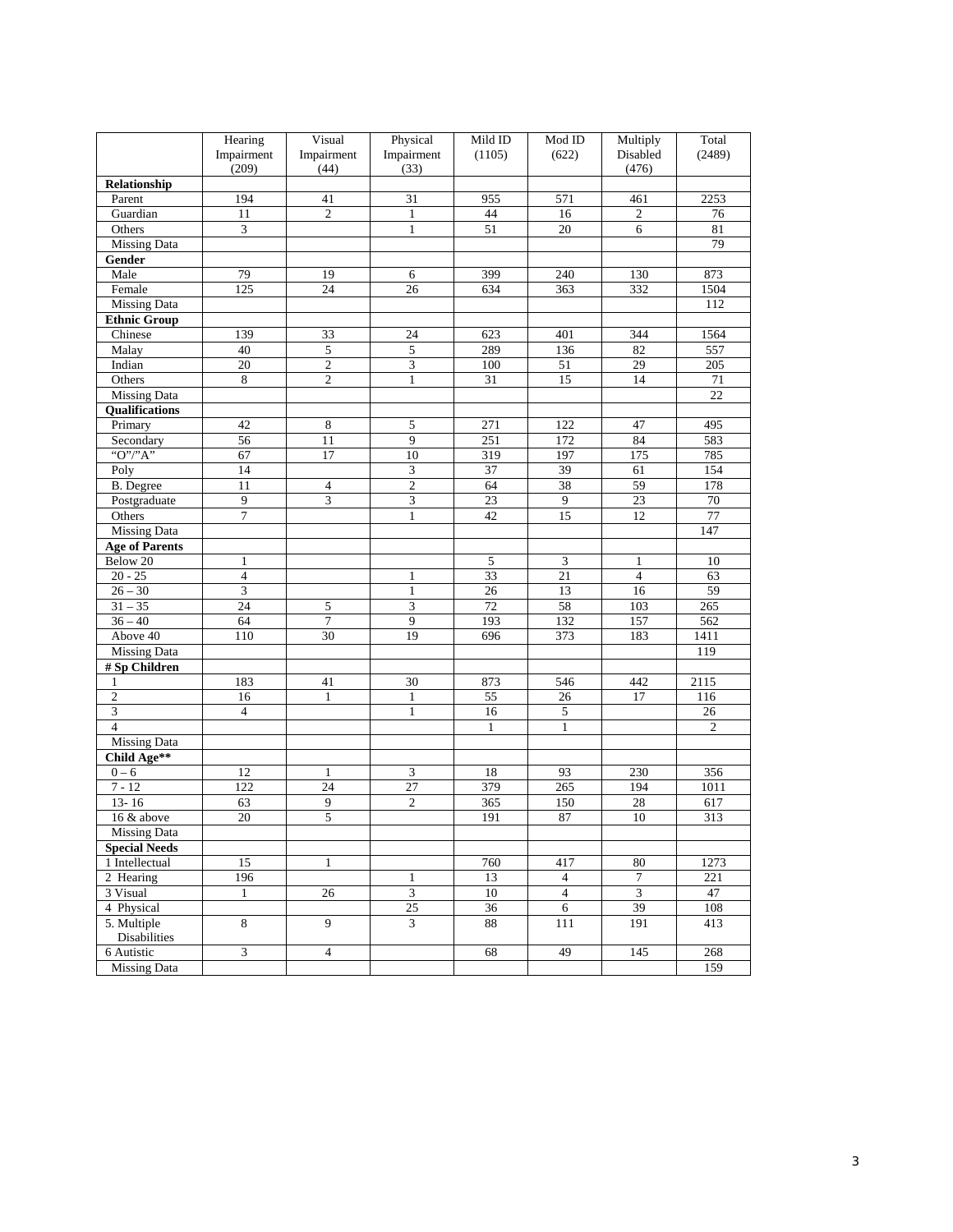| | Hearing Impairment (209) | Visual Impairment (44) | Physical Impairment (33) | Mild ID (1105) | Mod ID (622) | Multiply Disabled (476) | Total (2489) |
|---|---|---|---|---|---|---|---|
| **Relationship** | | | | | | | |
| Parent | 194 | 41 | 31 | 955 | 571 | 461 | 2253 |
| Guardian | 11 | 2 | 1 | 44 | 16 | 2 | 76 |
| Others | 3 | | 1 | 51 | 20 | 6 | 81 |
| Missing Data | | | | | | | 79 |
| **Gender** | | | | | | | |
| Male | 79 | 19 | 6 | 399 | 240 | 130 | 873 |
| Female | 125 | 24 | 26 | 634 | 363 | 332 | 1504 |
| Missing Data | | | | | | | 112 |
| **Ethnic Group** | | | | | | | |
| Chinese | 139 | 33 | 24 | 623 | 401 | 344 | 1564 |
| Malay | 40 | 5 | 5 | 289 | 136 | 82 | 557 |
| Indian | 20 | 2 | 3 | 100 | 51 | 29 | 205 |
| Others | 8 | 2 | 1 | 31 | 15 | 14 | 71 |
| Missing Data | | | | | | | 22 |
| **Qualifications** | | | | | | | |
| Primary | 42 | 8 | 5 | 271 | 122 | 47 | 495 |
| Secondary | 56 | 11 | 9 | 251 | 172 | 84 | 583 |
| "O"/"A" | 67 | 17 | 10 | 319 | 197 | 175 | 785 |
| Poly | 14 | | 3 | 37 | 39 | 61 | 154 |
| B. Degree | 11 | 4 | 2 | 64 | 38 | 59 | 178 |
| Postgraduate | 9 | 3 | 3 | 23 | 9 | 23 | 70 |
| Others | 7 | | 1 | 42 | 15 | 12 | 77 |
| Missing Data | | | | | | | 147 |
| **Age of Parents** | | | | | | | |
| Below 20 | 1 | | | 5 | 3 | 1 | 10 |
| 20 - 25 | 4 | | 1 | 33 | 21 | 4 | 63 |
| 26 – 30 | 3 | | 1 | 26 | 13 | 16 | 59 |
| 31 – 35 | 24 | 5 | 3 | 72 | 58 | 103 | 265 |
| 36 – 40 | 64 | 7 | 9 | 193 | 132 | 157 | 562 |
| Above 40 | 110 | 30 | 19 | 696 | 373 | 183 | 1411 |
| Missing Data | | | | | | | 119 |
| **# Sp Children** | | | | | | | |
| 1 | 183 | 41 | 30 | 873 | 546 | 442 | 2115 |
| 2 | 16 | 1 | 1 | 55 | 26 | 17 | 116 |
| 3 | 4 | | 1 | 16 | 5 | | 26 |
| 4 | | | | 1 | 1 | | 2 |
| Missing Data | | | | | | | |
| **Child Age**** | | | | | | | |
| 0 – 6 | 12 | 1 | 3 | 18 | 93 | 230 | 356 |
| 7 - 12 | 122 | 24 | 27 | 379 | 265 | 194 | 1011 |
| 13- 16 | 63 | 9 | 2 | 365 | 150 | 28 | 617 |
| 16 & above | 20 | 5 | | 191 | 87 | 10 | 313 |
| Missing Data | | | | | | | |
| **Special Needs** | | | | | | | |
| 1 Intellectual | 15 | 1 | | 760 | 417 | 80 | 1273 |
| 2 Hearing | 196 | | 1 | 13 | 4 | 7 | 221 |
| 3 Visual | 1 | 26 | 3 | 10 | 4 | 3 | 47 |
| 4 Physical | | | 25 | 36 | 6 | 39 | 108 |
| 5. Multiple Disabilities | 8 | 9 | 3 | 88 | 111 | 191 | 413 |
| 6 Autistic | 3 | 4 | | 68 | 49 | 145 | 268 |
| Missing Data | | | | | | | 159 |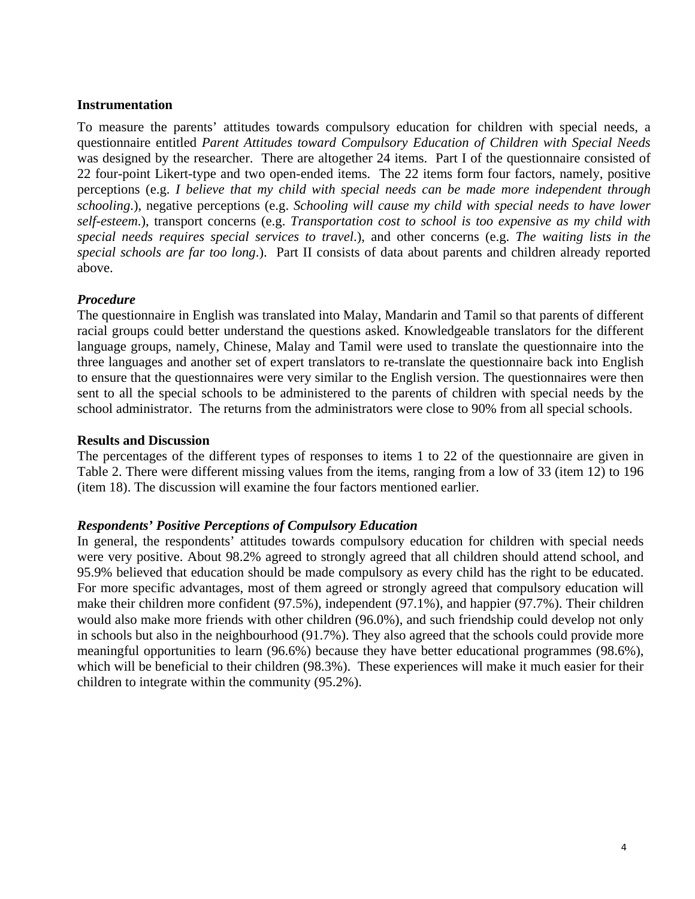## Instrumentation

To measure the parents' attitudes towards compulsory education for children with special needs, a questionnaire entitled *Parent Attitudes toward Compulsory Education of Children with Special Needs* was designed by the researcher. There are altogether 24 items. Part I of the questionnaire consisted of 22 four-point Likert-type and two open-ended items. The 22 items form four factors, namely, positive perceptions (e.g. *I believe that my child with special needs can be made more independent through schooling*.), negative perceptions (e.g. *Schooling will cause my child with special needs to have lower self-esteem*.), transport concerns (e.g. *Transportation cost to school is too expensive as my child with special needs requires special services to travel*.), and other concerns (e.g. *The waiting lists in the special schools are far too long*.). Part II consists of data about parents and children already reported above.

### *Procedure*

The questionnaire in English was translated into Malay, Mandarin and Tamil so that parents of different racial groups could better understand the questions asked. Knowledgeable translators for the different language groups, namely, Chinese, Malay and Tamil were used to translate the questionnaire into the three languages and another set of expert translators to re-translate the questionnaire back into English to ensure that the questionnaires were very similar to the English version. The questionnaires were then sent to all the special schools to be administered to the parents of children with special needs by the school administrator. The returns from the administrators were close to 90% from all special schools.

## Results and Discussion

The percentages of the different types of responses to items 1 to 22 of the questionnaire are given in Table 2. There were different missing values from the items, ranging from a low of 33 (item 12) to 196 (item 18). The discussion will examine the four factors mentioned earlier.

### *Respondents' Positive Perceptions of Compulsory Education*

In general, the respondents' attitudes towards compulsory education for children with special needs were very positive. About 98.2% agreed to strongly agreed that all children should attend school, and 95.9% believed that education should be made compulsory as every child has the right to be educated. For more specific advantages, most of them agreed or strongly agreed that compulsory education will make their children more confident (97.5%), independent (97.1%), and happier (97.7%). Their children would also make more friends with other children (96.0%), and such friendship could develop not only in schools but also in the neighbourhood (91.7%). They also agreed that the schools could provide more meaningful opportunities to learn (96.6%) because they have better educational programmes (98.6%), which will be beneficial to their children (98.3%). These experiences will make it much easier for their children to integrate within the community (95.2%).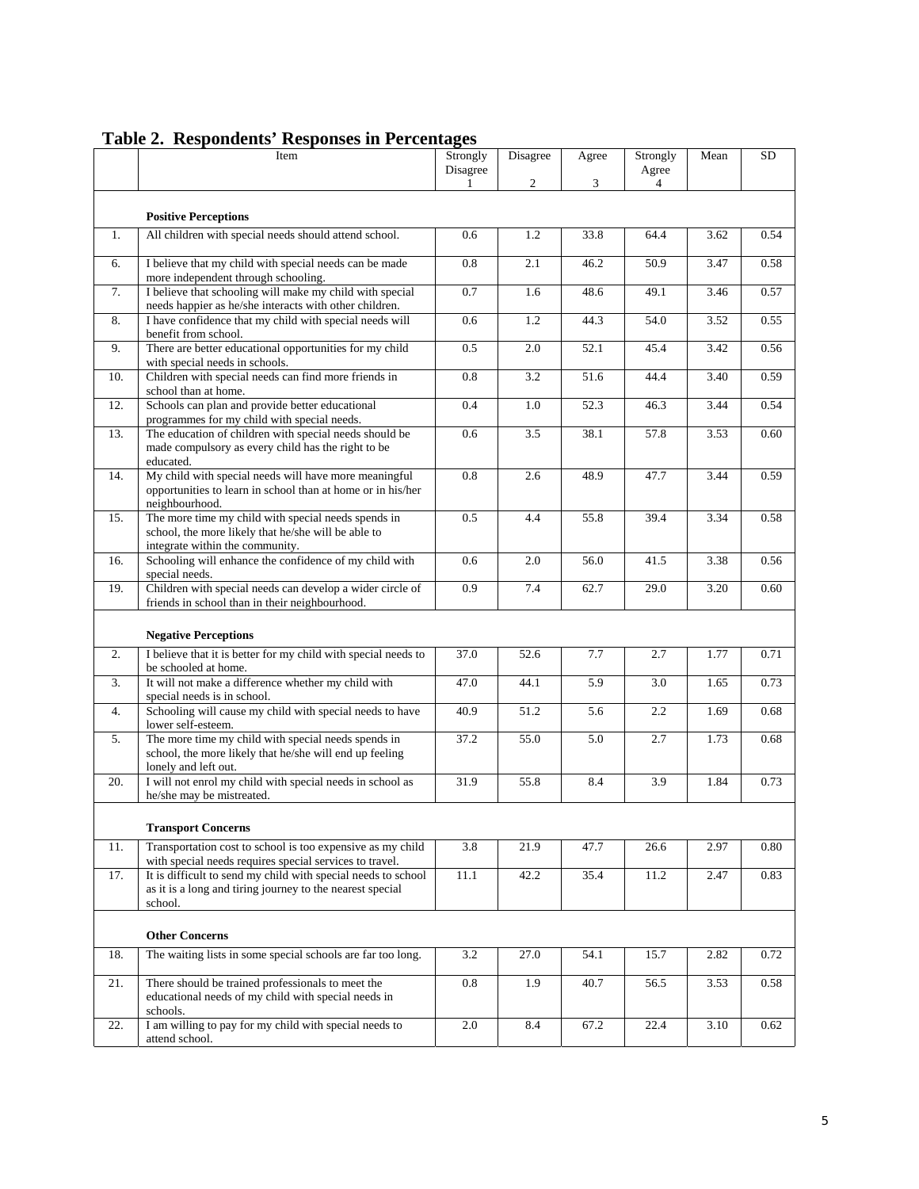**Table 2. Respondents' Responses in Percentages**

| | Item | Strongly Disagree 1 | Disagree 2 | Agree 3 | Strongly Agree 4 | Mean | SD |
|---|---|---|---|---|---|---|---|
| | **Positive Perceptions** | | | | | | |
| 1. | All children with special needs should attend school. | 0.6 | 1.2 | 33.8 | 64.4 | 3.62 | 0.54 |
| 6. | I believe that my child with special needs can be made more independent through schooling. | 0.8 | 2.1 | 46.2 | 50.9 | 3.47 | 0.58 |
| 7. | I believe that schooling will make my child with special needs happier as he/she interacts with other children. | 0.7 | 1.6 | 48.6 | 49.1 | 3.46 | 0.57 |
| 8. | I have confidence that my child with special needs will benefit from school. | 0.6 | 1.2 | 44.3 | 54.0 | 3.52 | 0.55 |
| 9. | There are better educational opportunities for my child with special needs in schools. | 0.5 | 2.0 | 52.1 | 45.4 | 3.42 | 0.56 |
| 10. | Children with special needs can find more friends in school than at home. | 0.8 | 3.2 | 51.6 | 44.4 | 3.40 | 0.59 |
| 12. | Schools can plan and provide better educational programmes for my child with special needs. | 0.4 | 1.0 | 52.3 | 46.3 | 3.44 | 0.54 |
| 13. | The education of children with special needs should be made compulsory as every child has the right to be educated. | 0.6 | 3.5 | 38.1 | 57.8 | 3.53 | 0.60 |
| 14. | My child with special needs will have more meaningful opportunities to learn in school than at home or in his/her neighbourhood. | 0.8 | 2.6 | 48.9 | 47.7 | 3.44 | 0.59 |
| 15. | The more time my child with special needs spends in school, the more likely that he/she will be able to integrate within the community. | 0.5 | 4.4 | 55.8 | 39.4 | 3.34 | 0.58 |
| 16. | Schooling will enhance the confidence of my child with special needs. | 0.6 | 2.0 | 56.0 | 41.5 | 3.38 | 0.56 |
| 19. | Children with special needs can develop a wider circle of friends in school than in their neighbourhood. | 0.9 | 7.4 | 62.7 | 29.0 | 3.20 | 0.60 |
| | **Negative Perceptions** | | | | | | |
| 2. | I believe that it is better for my child with special needs to be schooled at home. | 37.0 | 52.6 | 7.7 | 2.7 | 1.77 | 0.71 |
| 3. | It will not make a difference whether my child with special needs is in school. | 47.0 | 44.1 | 5.9 | 3.0 | 1.65 | 0.73 |
| 4. | Schooling will cause my child with special needs to have lower self-esteem. | 40.9 | 51.2 | 5.6 | 2.2 | 1.69 | 0.68 |
| 5. | The more time my child with special needs spends in school, the more likely that he/she will end up feeling lonely and left out. | 37.2 | 55.0 | 5.0 | 2.7 | 1.73 | 0.68 |
| 20. | I will not enrol my child with special needs in school as he/she may be mistreated. | 31.9 | 55.8 | 8.4 | 3.9 | 1.84 | 0.73 |
| | **Transport Concerns** | | | | | | |
| 11. | Transportation cost to school is too expensive as my child with special needs requires special services to travel. | 3.8 | 21.9 | 47.7 | 26.6 | 2.97 | 0.80 |
| 17. | It is difficult to send my child with special needs to school as it is a long and tiring journey to the nearest special school. | 11.1 | 42.2 | 35.4 | 11.2 | 2.47 | 0.83 |
| | **Other Concerns** | | | | | | |
| 18. | The waiting lists in some special schools are far too long. | 3.2 | 27.0 | 54.1 | 15.7 | 2.82 | 0.72 |
| 21. | There should be trained professionals to meet the educational needs of my child with special needs in schools. | 0.8 | 1.9 | 40.7 | 56.5 | 3.53 | 0.58 |
| 22. | I am willing to pay for my child with special needs to attend school. | 2.0 | 8.4 | 67.2 | 22.4 | 3.10 | 0.62 |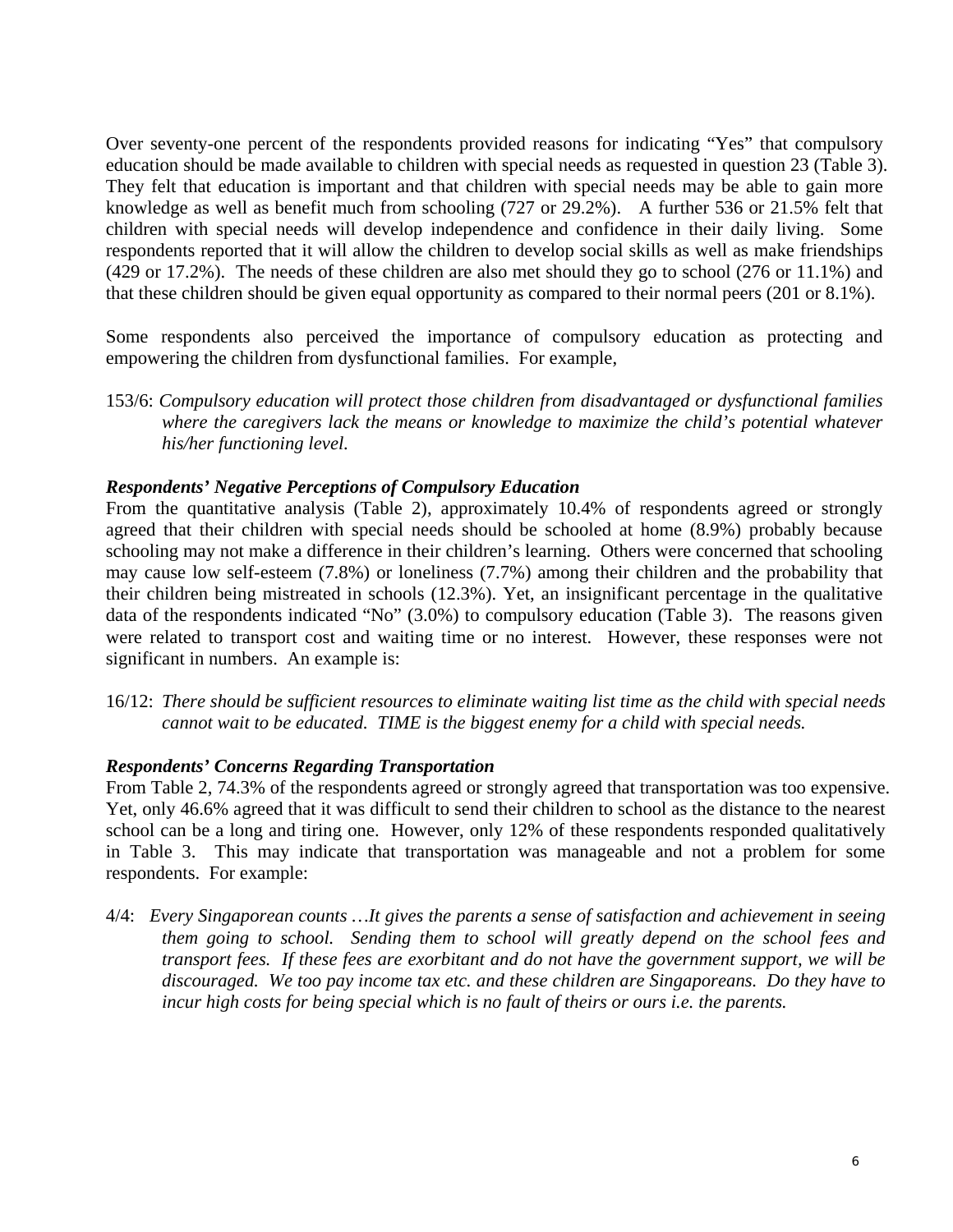Over seventy-one percent of the respondents provided reasons for indicating "Yes" that compulsory education should be made available to children with special needs as requested in question 23 (Table 3). They felt that education is important and that children with special needs may be able to gain more knowledge as well as benefit much from schooling (727 or 29.2%). A further 536 or 21.5% felt that children with special needs will develop independence and confidence in their daily living. Some respondents reported that it will allow the children to develop social skills as well as make friendships (429 or 17.2%). The needs of these children are also met should they go to school (276 or 11.1%) and that these children should be given equal opportunity as compared to their normal peers (201 or 8.1%).

Some respondents also perceived the importance of compulsory education as protecting and empowering the children from dysfunctional families. For example,

153/6: *Compulsory education will protect those children from disadvantaged or dysfunctional families where the caregivers lack the means or knowledge to maximize the child's potential whatever his/her functioning level.*

***Respondents' Negative Perceptions of Compulsory Education***

From the quantitative analysis (Table 2), approximately 10.4% of respondents agreed or strongly agreed that their children with special needs should be schooled at home (8.9%) probably because schooling may not make a difference in their children's learning. Others were concerned that schooling may cause low self-esteem (7.8%) or loneliness (7.7%) among their children and the probability that their children being mistreated in schools (12.3%). Yet, an insignificant percentage in the qualitative data of the respondents indicated "No" (3.0%) to compulsory education (Table 3). The reasons given were related to transport cost and waiting time or no interest. However, these responses were not significant in numbers. An example is:

16/12: *There should be sufficient resources to eliminate waiting list time as the child with special needs cannot wait to be educated. TIME is the biggest enemy for a child with special needs.*

***Respondents' Concerns Regarding Transportation***

From Table 2, 74.3% of the respondents agreed or strongly agreed that transportation was too expensive. Yet, only 46.6% agreed that it was difficult to send their children to school as the distance to the nearest school can be a long and tiring one. However, only 12% of these respondents responded qualitatively in Table 3. This may indicate that transportation was manageable and not a problem for some respondents. For example:

4/4: *Every Singaporean counts …It gives the parents a sense of satisfaction and achievement in seeing them going to school. Sending them to school will greatly depend on the school fees and transport fees. If these fees are exorbitant and do not have the government support, we will be discouraged. We too pay income tax etc. and these children are Singaporeans. Do they have to incur high costs for being special which is no fault of theirs or ours i.e. the parents.*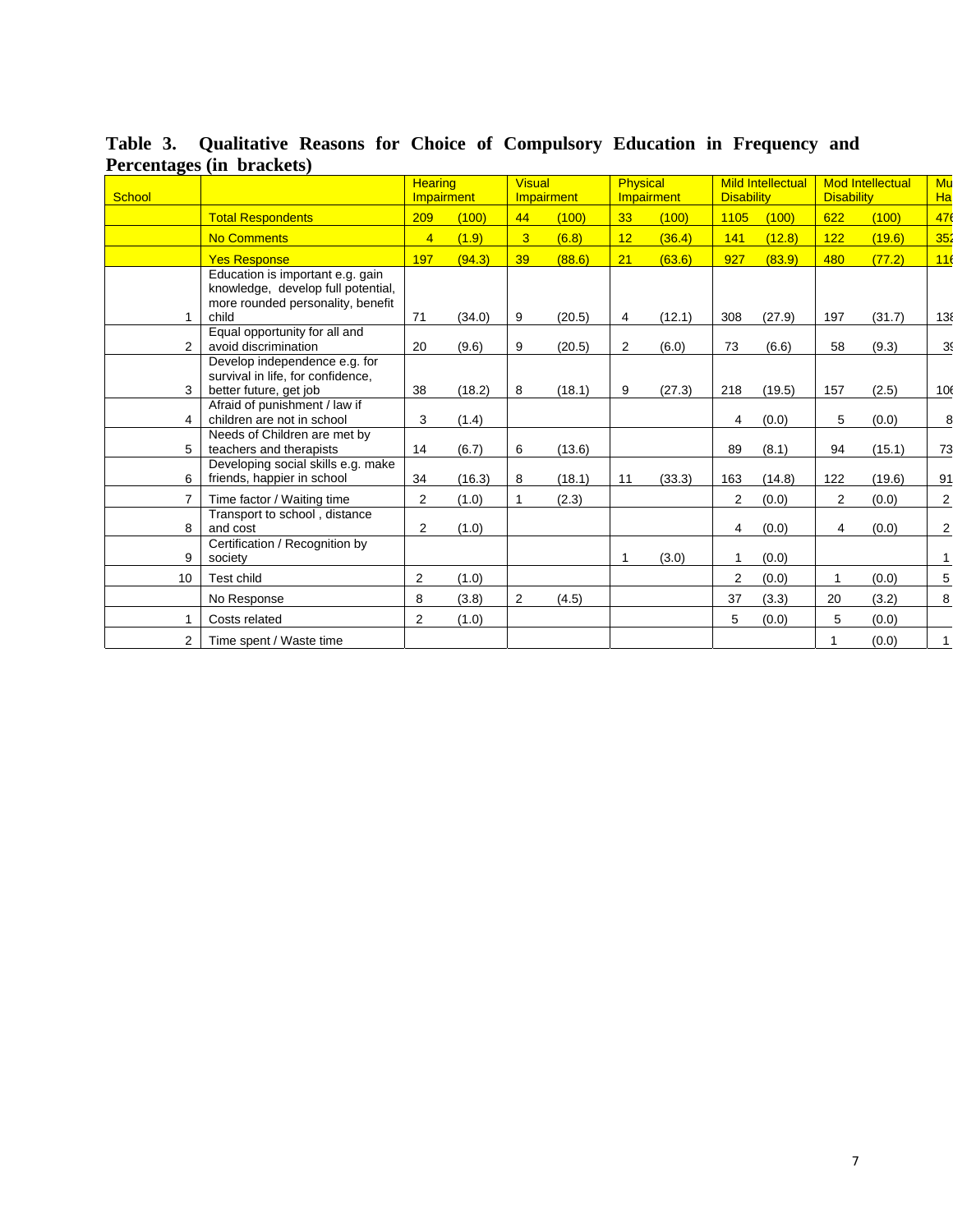**Table 3. Qualitative Reasons for Choice of Compulsory Education in Frequency and Percentages (in brackets)**

| School | | Hearing Impairment | | Visual Impairment | | Physical Impairment | | Mild Intellectual Disability | | Mod Intellectual Disability | | Mu Ha |
|---|---|---|---|---|---|---|---|---|---|---|---|---|
| | Total Respondents | 209 | (100) | 44 | (100) | 33 | (100) | 1105 | (100) | 622 | (100) | 47 |
| | No Comments | 4 | (1.9) | 3 | (6.8) | 12 | (36.4) | 141 | (12.8) | 122 | (19.6) | 35 |
| | Yes Response | 197 | (94.3) | 39 | (88.6) | 21 | (63.6) | 927 | (83.9) | 480 | (77.2) | 11 |
| 1 | Education is important e.g. gain knowledge, develop full potential, more rounded personality, benefit child | 71 | (34.0) | 9 | (20.5) | 4 | (12.1) | 308 | (27.9) | 197 | (31.7) | 13 |
| 2 | Equal opportunity for all and avoid discrimination | 20 | (9.6) | 9 | (20.5) | 2 | (6.0) | 73 | (6.6) | 58 | (9.3) | 3 |
| 3 | Develop independence e.g. for survival in life, for confidence, better future, get job | 38 | (18.2) | 8 | (18.1) | 9 | (27.3) | 218 | (19.5) | 157 | (2.5) | 10 |
| 4 | Afraid of punishment / law if children are not in school | 3 | (1.4) | | | | | 4 | (0.0) | 5 | (0.0) | 8 |
| 5 | Needs of Children are met by teachers and therapists | 14 | (6.7) | 6 | (13.6) | | | 89 | (8.1) | 94 | (15.1) | 73 |
| 6 | Developing social skills e.g. make friends, happier in school | 34 | (16.3) | 8 | (18.1) | 11 | (33.3) | 163 | (14.8) | 122 | (19.6) | 91 |
| 7 | Time factor / Waiting time | 2 | (1.0) | 1 | (2.3) | | | 2 | (0.0) | 2 | (0.0) | 2 |
| 8 | Transport to school , distance and cost | 2 | (1.0) | | | | | 4 | (0.0) | 4 | (0.0) | 2 |
| 9 | Certification / Recognition by society | | | | | 1 | (3.0) | 1 | (0.0) | | | 1 |
| 10 | Test child | 2 | (1.0) | | | | | 2 | (0.0) | 1 | (0.0) | 5 |
| | No Response | 8 | (3.8) | 2 | (4.5) | | | 37 | (3.3) | 20 | (3.2) | 8 |
| 1 | Costs related | 2 | (1.0) | | | | | 5 | (0.0) | 5 | (0.0) | |
| 2 | Time spent / Waste time | | | | | | | | | 1 | (0.0) | 1 |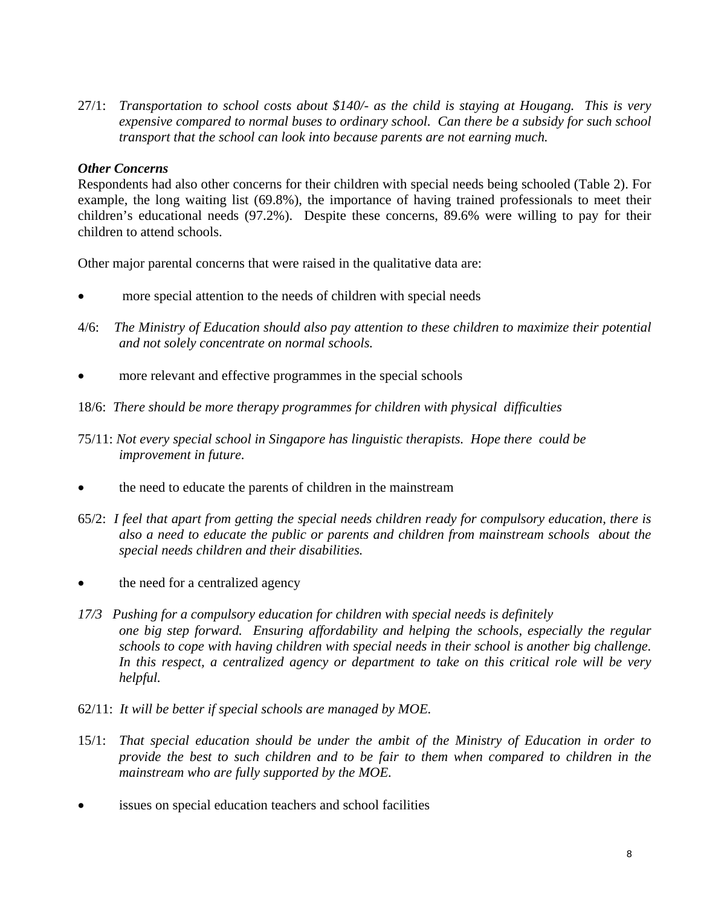27/1: *Transportation to school costs about $140/- as the child is staying at Hougang. This is very expensive compared to normal buses to ordinary school. Can there be a subsidy for such school transport that the school can look into because parents are not earning much.*

***Other Concerns***

Respondents had also other concerns for their children with special needs being schooled (Table 2). For example, the long waiting list (69.8%), the importance of having trained professionals to meet their children's educational needs (97.2%). Despite these concerns, 89.6% were willing to pay for their children to attend schools.

Other major parental concerns that were raised in the qualitative data are:

- more special attention to the needs of children with special needs

4/6: *The Ministry of Education should also pay attention to these children to maximize their potential and not solely concentrate on normal schools.*

- more relevant and effective programmes in the special schools

18/6: *There should be more therapy programmes for children with physical difficulties*

75/11: *Not every special school in Singapore has linguistic therapists. Hope there could be improvement in future.*

- the need to educate the parents of children in the mainstream

65/2: *I feel that apart from getting the special needs children ready for compulsory education, there is also a need to educate the public or parents and children from mainstream schools about the special needs children and their disabilities.*

- the need for a centralized agency

*17/3 Pushing for a compulsory education for children with special needs is definitely one big step forward. Ensuring affordability and helping the schools, especially the regular schools to cope with having children with special needs in their school is another big challenge. In this respect, a centralized agency or department to take on this critical role will be very helpful.*

62/11: *It will be better if special schools are managed by MOE.*

15/1: *That special education should be under the ambit of the Ministry of Education in order to provide the best to such children and to be fair to them when compared to children in the mainstream who are fully supported by the MOE.*

- issues on special education teachers and school facilities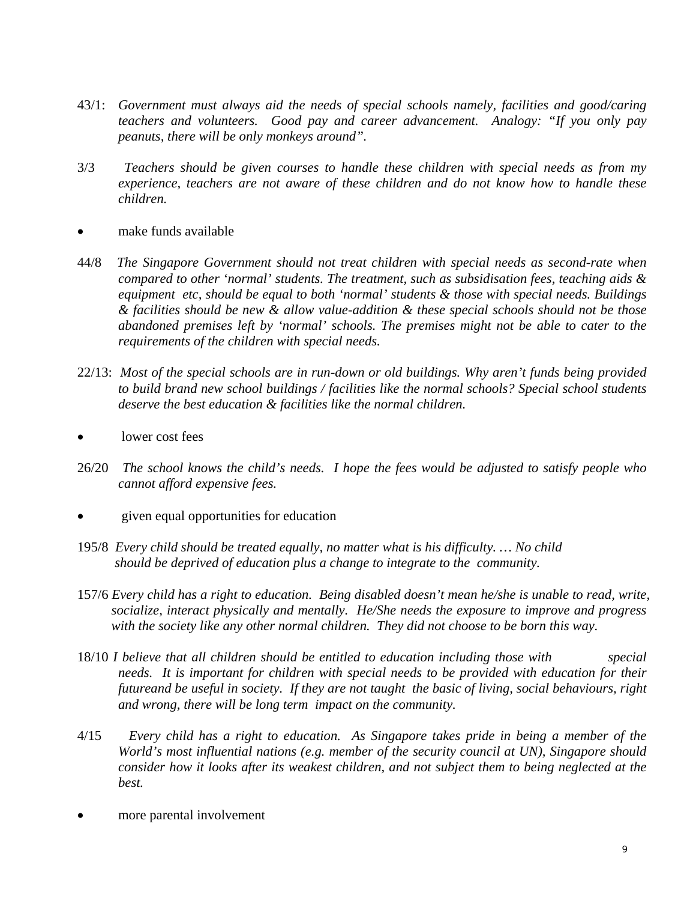43/1: *Government must always aid the needs of special schools namely, facilities and good/caring teachers and volunteers. Good pay and career advancement. Analogy: "If you only pay peanuts, there will be only monkeys around".*

3/3 *Teachers should be given courses to handle these children with special needs as from my experience, teachers are not aware of these children and do not know how to handle these children.*

- make funds available

44/8 *The Singapore Government should not treat children with special needs as second-rate when compared to other 'normal' students. The treatment, such as subsidisation fees, teaching aids & equipment etc, should be equal to both 'normal' students & those with special needs. Buildings & facilities should be new & allow value-addition & these special schools should not be those abandoned premises left by 'normal' schools. The premises might not be able to cater to the requirements of the children with special needs.*

22/13: *Most of the special schools are in run-down or old buildings. Why aren't funds being provided to build brand new school buildings / facilities like the normal schools? Special school students deserve the best education & facilities like the normal children.*

- lower cost fees

26/20 *The school knows the child's needs. I hope the fees would be adjusted to satisfy people who cannot afford expensive fees.*

- given equal opportunities for education

195/8 *Every child should be treated equally, no matter what is his difficulty. … No child should be deprived of education plus a change to integrate to the community.*

157/6 *Every child has a right to education. Being disabled doesn't mean he/she is unable to read, write, socialize, interact physically and mentally. He/She needs the exposure to improve and progress with the society like any other normal children. They did not choose to be born this way.*

18/10 *I believe that all children should be entitled to education including those with special needs. It is important for children with special needs to be provided with education for their futureand be useful in society. If they are not taught the basic of living, social behaviours, right and wrong, there will be long term impact on the community.*

4/15 *Every child has a right to education. As Singapore takes pride in being a member of the World's most influential nations (e.g. member of the security council at UN), Singapore should consider how it looks after its weakest children, and not subject them to being neglected at the best.*

- more parental involvement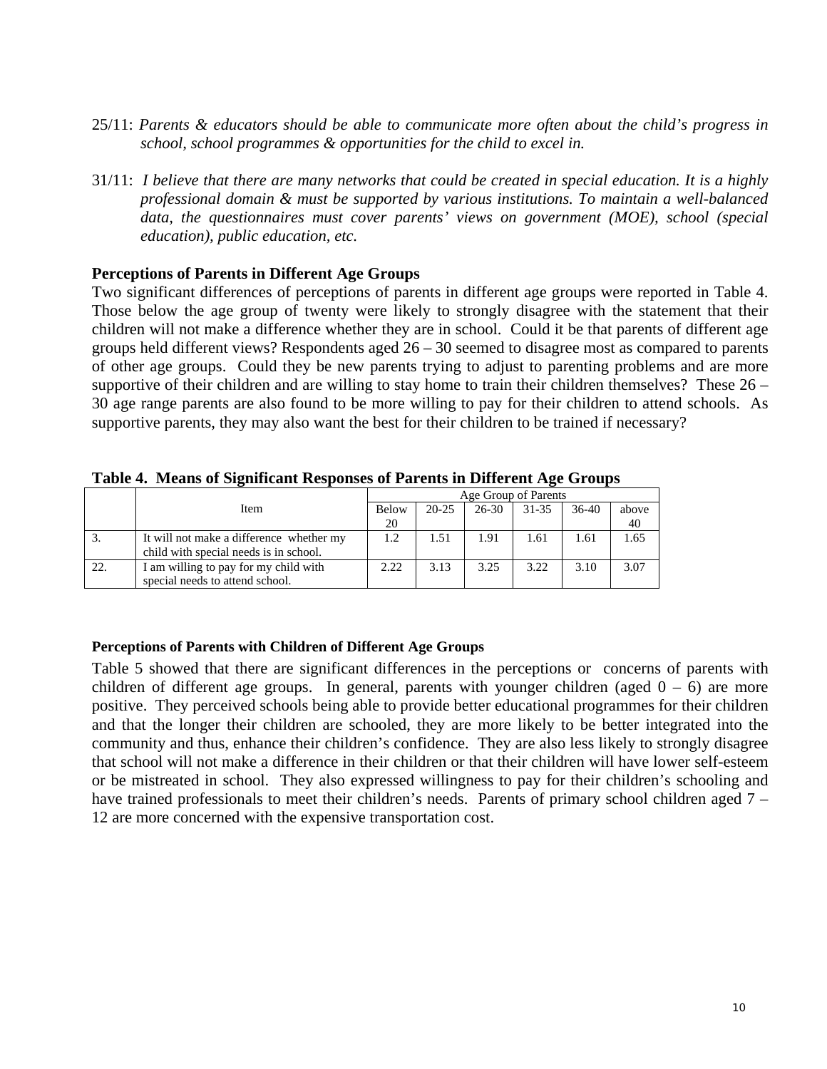25/11: *Parents & educators should be able to communicate more often about the child's progress in school, school programmes & opportunities for the child to excel in.*

31/11: *I believe that there are many networks that could be created in special education. It is a highly professional domain & must be supported by various institutions. To maintain a well-balanced data, the questionnaires must cover parents' views on government (MOE), school (special education), public education, etc.*

**Perceptions of Parents in Different Age Groups**

Two significant differences of perceptions of parents in different age groups were reported in Table 4. Those below the age group of twenty were likely to strongly disagree with the statement that their children will not make a difference whether they are in school. Could it be that parents of different age groups held different views? Respondents aged 26 – 30 seemed to disagree most as compared to parents of other age groups. Could they be new parents trying to adjust to parenting problems and are more supportive of their children and are willing to stay home to train their children themselves? These 26 – 30 age range parents are also found to be more willing to pay for their children to attend schools. As supportive parents, they may also want the best for their children to be trained if necessary?

**Table 4. Means of Significant Responses of Parents in Different Age Groups**

| | Item | Age Group of Parents | | | | | |
|---|---|---|---|---|---|---|---|
| | | Below 20 | 20-25 | 26-30 | 31-35 | 36-40 | above 40 |
| 3. | It will not make a difference whether my child with special needs is in school. | 1.2 | 1.51 | 1.91 | 1.61 | 1.61 | 1.65 |
| 22. | I am willing to pay for my child with special needs to attend school. | 2.22 | 3.13 | 3.25 | 3.22 | 3.10 | 3.07 |

**Perceptions of Parents with Children of Different Age Groups**

Table 5 showed that there are significant differences in the perceptions or concerns of parents with children of different age groups. In general, parents with younger children (aged 0 – 6) are more positive. They perceived schools being able to provide better educational programmes for their children and that the longer their children are schooled, they are more likely to be better integrated into the community and thus, enhance their children's confidence. They are also less likely to strongly disagree that school will not make a difference in their children or that their children will have lower self-esteem or be mistreated in school. They also expressed willingness to pay for their children's schooling and have trained professionals to meet their children's needs. Parents of primary school children aged 7 – 12 are more concerned with the expensive transportation cost.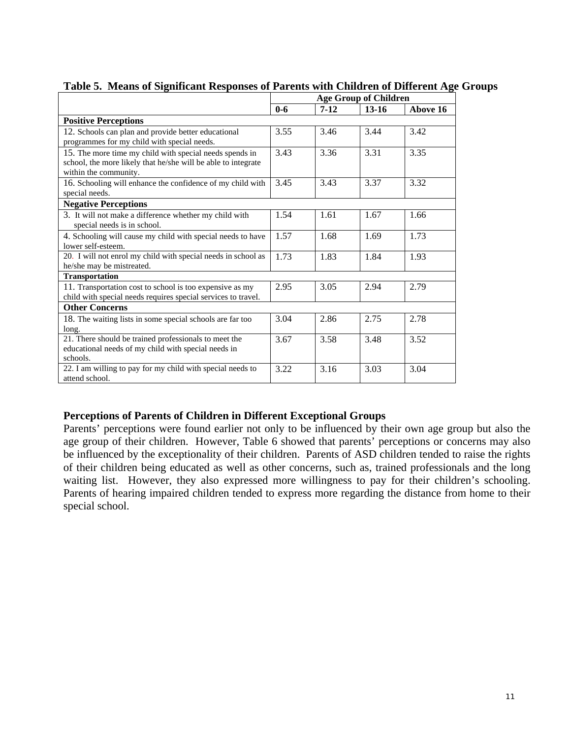**Table 5. Means of Significant Responses of Parents with Children of Different Age Groups**

| | Age Group of Children | | | |
|---|---|---|---|---|
| | 0-6 | 7-12 | 13-16 | Above 16 |
| **Positive Perceptions** | | | | |
| 12. Schools can plan and provide better educational programmes for my child with special needs. | 3.55 | 3.46 | 3.44 | 3.42 |
| 15. The more time my child with special needs spends in school, the more likely that he/she will be able to integrate within the community. | 3.43 | 3.36 | 3.31 | 3.35 |
| 16. Schooling will enhance the confidence of my child with special needs. | 3.45 | 3.43 | 3.37 | 3.32 |
| **Negative Perceptions** | | | | |
| 3. It will not make a difference whether my child with special needs is in school. | 1.54 | 1.61 | 1.67 | 1.66 |
| 4. Schooling will cause my child with special needs to have lower self-esteem. | 1.57 | 1.68 | 1.69 | 1.73 |
| 20. I will not enrol my child with special needs in school as he/she may be mistreated. | 1.73 | 1.83 | 1.84 | 1.93 |
| **Transportation** | | | | |
| 11. Transportation cost to school is too expensive as my child with special needs requires special services to travel. | 2.95 | 3.05 | 2.94 | 2.79 |
| **Other Concerns** | | | | |
| 18. The waiting lists in some special schools are far too long. | 3.04 | 2.86 | 2.75 | 2.78 |
| 21. There should be trained professionals to meet the educational needs of my child with special needs in schools. | 3.67 | 3.58 | 3.48 | 3.52 |
| 22. I am willing to pay for my child with special needs to attend school. | 3.22 | 3.16 | 3.03 | 3.04 |

### Perceptions of Parents of Children in Different Exceptional Groups

Parents' perceptions were found earlier not only to be influenced by their own age group but also the age group of their children. However, Table 6 showed that parents' perceptions or concerns may also be influenced by the exceptionality of their children. Parents of ASD children tended to raise the rights of their children being educated as well as other concerns, such as, trained professionals and the long waiting list. However, they also expressed more willingness to pay for their children's schooling. Parents of hearing impaired children tended to express more regarding the distance from home to their special school.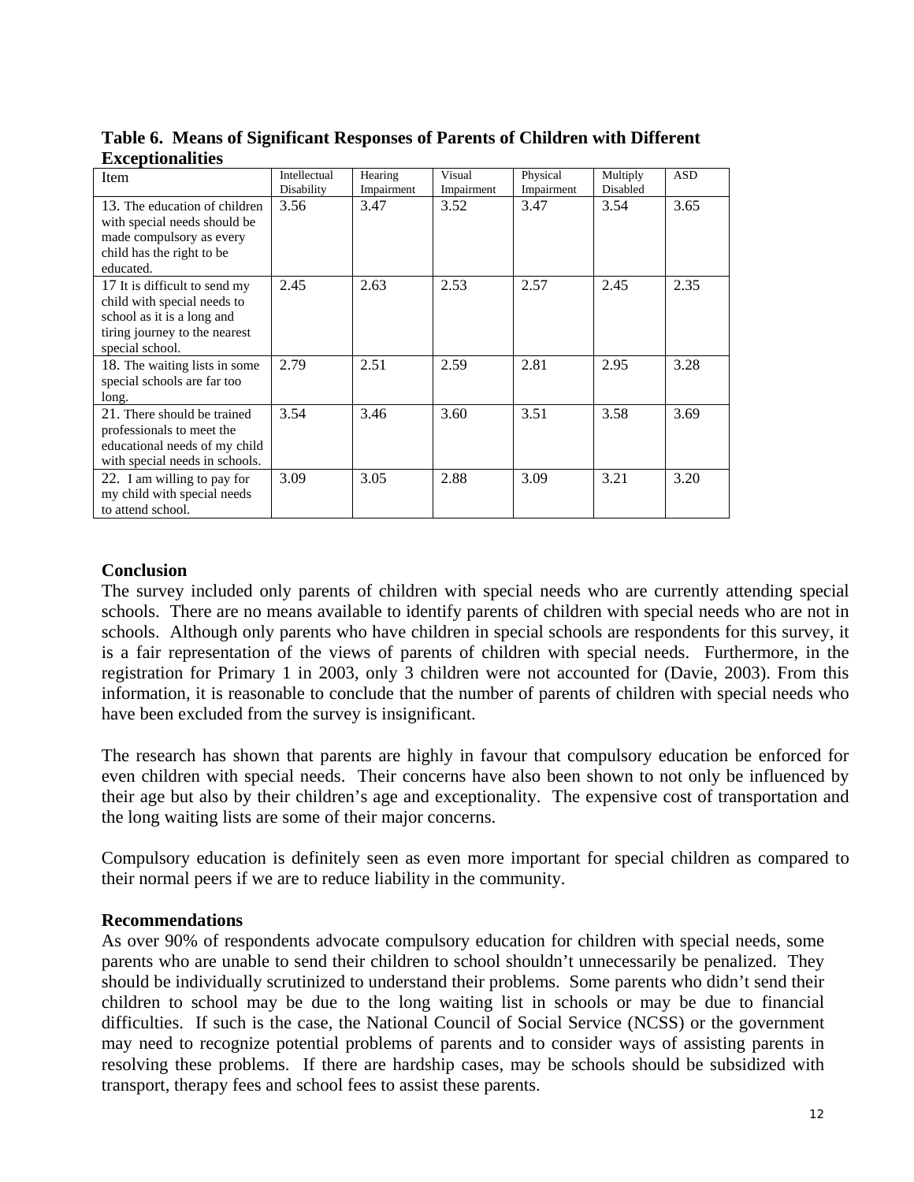**Table 6. Means of Significant Responses of Parents of Children with Different Exceptionalities**

| Item | Intellectual Disability | Hearing Impairment | Visual Impairment | Physical Impairment | Multiply Disabled | ASD |
|---|---|---|---|---|---|---|
| 13. The education of children with special needs should be made compulsory as every child has the right to be educated. | 3.56 | 3.47 | 3.52 | 3.47 | 3.54 | 3.65 |
| 17 It is difficult to send my child with special needs to school as it is a long and tiring journey to the nearest special school. | 2.45 | 2.63 | 2.53 | 2.57 | 2.45 | 2.35 |
| 18. The waiting lists in some special schools are far too long. | 2.79 | 2.51 | 2.59 | 2.81 | 2.95 | 3.28 |
| 21. There should be trained professionals to meet the educational needs of my child with special needs in schools. | 3.54 | 3.46 | 3.60 | 3.51 | 3.58 | 3.69 |
| 22. I am willing to pay for my child with special needs to attend school. | 3.09 | 3.05 | 2.88 | 3.09 | 3.21 | 3.20 |

## Conclusion

The survey included only parents of children with special needs who are currently attending special schools. There are no means available to identify parents of children with special needs who are not in schools. Although only parents who have children in special schools are respondents for this survey, it is a fair representation of the views of parents of children with special needs. Furthermore, in the registration for Primary 1 in 2003, only 3 children were not accounted for (Davie, 2003). From this information, it is reasonable to conclude that the number of parents of children with special needs who have been excluded from the survey is insignificant.

The research has shown that parents are highly in favour that compulsory education be enforced for even children with special needs. Their concerns have also been shown to not only be influenced by their age but also by their children's age and exceptionality. The expensive cost of transportation and the long waiting lists are some of their major concerns.

Compulsory education is definitely seen as even more important for special children as compared to their normal peers if we are to reduce liability in the community.

## Recommendations

As over 90% of respondents advocate compulsory education for children with special needs, some parents who are unable to send their children to school shouldn't unnecessarily be penalized. They should be individually scrutinized to understand their problems. Some parents who didn't send their children to school may be due to the long waiting list in schools or may be due to financial difficulties. If such is the case, the National Council of Social Service (NCSS) or the government may need to recognize potential problems of parents and to consider ways of assisting parents in resolving these problems. If there are hardship cases, may be schools should be subsidized with transport, therapy fees and school fees to assist these parents.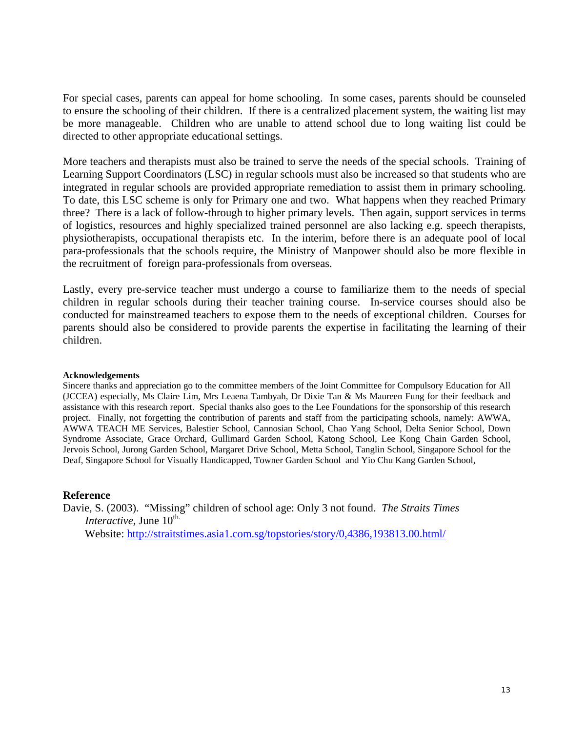For special cases, parents can appeal for home schooling. In some cases, parents should be counseled to ensure the schooling of their children. If there is a centralized placement system, the waiting list may be more manageable. Children who are unable to attend school due to long waiting list could be directed to other appropriate educational settings.

More teachers and therapists must also be trained to serve the needs of the special schools. Training of Learning Support Coordinators (LSC) in regular schools must also be increased so that students who are integrated in regular schools are provided appropriate remediation to assist them in primary schooling. To date, this LSC scheme is only for Primary one and two. What happens when they reached Primary three? There is a lack of follow-through to higher primary levels. Then again, support services in terms of logistics, resources and highly specialized trained personnel are also lacking e.g. speech therapists, physiotherapists, occupational therapists etc. In the interim, before there is an adequate pool of local para-professionals that the schools require, the Ministry of Manpower should also be more flexible in the recruitment of foreign para-professionals from overseas.

Lastly, every pre-service teacher must undergo a course to familiarize them to the needs of special children in regular schools during their teacher training course. In-service courses should also be conducted for mainstreamed teachers to expose them to the needs of exceptional children. Courses for parents should also be considered to provide parents the expertise in facilitating the learning of their children.

**Acknowledgements**

Sincere thanks and appreciation go to the committee members of the Joint Committee for Compulsory Education for All (JCCEA) especially, Ms Claire Lim, Mrs Leaena Tambyah, Dr Dixie Tan & Ms Maureen Fung for their feedback and assistance with this research report. Special thanks also goes to the Lee Foundations for the sponsorship of this research project. Finally, not forgetting the contribution of parents and staff from the participating schools, namely: AWWA, AWWA TEACH ME Services, Balestier School, Cannosian School, Chao Yang School, Delta Senior School, Down Syndrome Associate, Grace Orchard, Gullimard Garden School, Katong School, Lee Kong Chain Garden School, Jervois School, Jurong Garden School, Margaret Drive School, Metta School, Tanglin School, Singapore School for the Deaf, Singapore School for Visually Handicapped, Towner Garden School and Yio Chu Kang Garden School,

## Reference

Davie, S. (2003). "Missing" children of school age: Only 3 not found. *The Straits Times Interactive*, June 10th.
Website: http://straitstimes.asia1.com.sg/topstories/story/0,4386,193813.00.html/